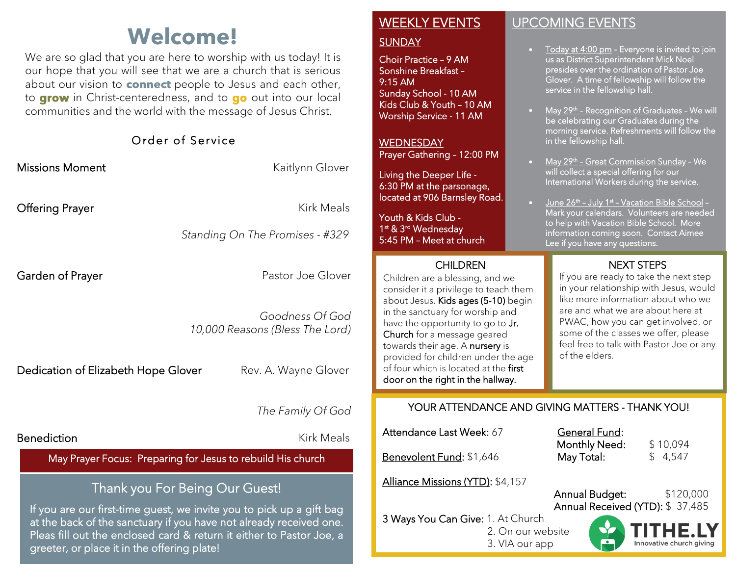# Welcome!

We are so glad that you are here to worship with us today! It is our hope that you will see that we are a church that is serious about our vision to **connect** people to Jesus and each other, to **grow** in Christ-centeredness, and to **go** out into our local communities and the world with the message of Jesus Christ.

## Order of Service

Missions Moment — Kaitlynn Glover

Offering Prayer — Kirk Meals

*Standing On The Promises - #329*

Garden of Prayer — Pastor Joe Glover

*Goodness Of God*
*10,000 Reasons (Bless The Lord)*

Dedication of Elizabeth Hope Glover — Rev. A. Wayne Glover

*The Family Of God*

Benediction — Kirk Meals

**May Prayer Focus: Preparing for Jesus to rebuild His church**

## Thank you For Being Our Guest!

If you are our first-time guest, we invite you to pick up a gift bag at the back of the sanctuary if you have not already received one. Pleas fill out the enclosed card & return it either to Pastor Joe, a greeter, or place it in the offering plate!

## WEEKLY EVENTS

### SUNDAY

Choir Practice – 9 AM
Sonshine Breakfast – 9:15 AM
Sunday School - 10 AM
Kids Club & Youth – 10 AM
Worship Service - 11 AM

### WEDNESDAY

Prayer Gathering – 12:00 PM

Living the Deeper Life - 6:30 PM at the parsonage, located at 906 Barnsley Road.

Youth & Kids Club - 1st & 3rd Wednesday 5:45 PM – Meet at church

## UPCOMING EVENTS

- Today at 4:00 pm – Everyone is invited to join us as District Superintendent Mick Noel presides over the ordination of Pastor Joe Glover. A time of fellowship will follow the service in the fellowship hall.
- May 29th – Recognition of Graduates – We will be celebrating our Graduates during the morning service. Refreshments will follow the in the fellowship hall.
- May 29th – Great Commission Sunday – We will collect a special offering for our International Workers during the service.
- June 26th – July 1st – Vacation Bible School – Mark your calendars. Volunteers are needed to help with Vacation Bible School. More information coming soon. Contact Aimee Lee if you have any questions.

## CHILDREN

Children are a blessing, and we consider it a privilege to teach them about Jesus. **Kids ages (5-10)** begin in the sanctuary for worship and have the opportunity to go to **Jr. Church** for a message geared towards their age. A **nursery** is provided for children under the age of four which is located at the **first door on the right in the hallway.**

## NEXT STEPS

If you are ready to take the next step in your relationship with Jesus, would like more information about who we are and what we are about here at PWAC, how you can get involved, or some of the classes we offer, please feel free to talk with Pastor Joe or any of the elders.

## YOUR ATTENDANCE AND GIVING MATTERS - THANK YOU!

Attendance Last Week: 67

Benevolent Fund: $1,646

Alliance Missions (YTD): $4,157

General Fund:

| | |
|---|---|
| Monthly Need: | $ 10,094 |
| May Total: | $ 4,547 |
| Annual Budget: | $120,000 |
| Annual Received (YTD): | $ 37,485 |

3 Ways You Can Give:
1. At Church
2. On our website
3. VIA our app

TITHE.LY — Innovative church giving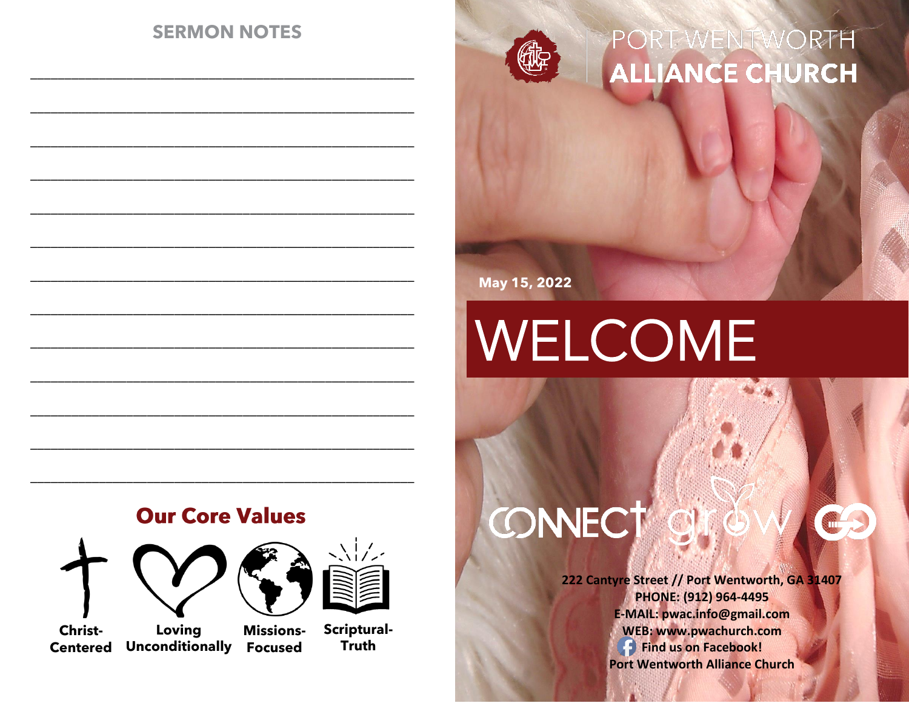## SERMON NOTES

\_\_\_\_\_\_\_\_\_\_\_\_\_\_\_\_\_\_\_\_\_\_\_\_\_\_\_\_\_\_\_\_\_\_\_\_\_\_\_\_

## Our Core Values

**Christ-Centered** | **Loving Unconditionally** | **Missions-Focused** | **Scriptural-Truth**

# PORT WENTWORTH ALLIANCE CHURCH

**May 15, 2022**

# WELCOME

CONNECT grow GO

**222 Cantyre Street // Port Wentworth, GA 31407**
**PHONE: (912) 964-4495**
**E-MAIL: pwac.info@gmail.com**
**WEB: www.pwachurch.com**
**Find us on Facebook!**
**Port Wentworth Alliance Church**